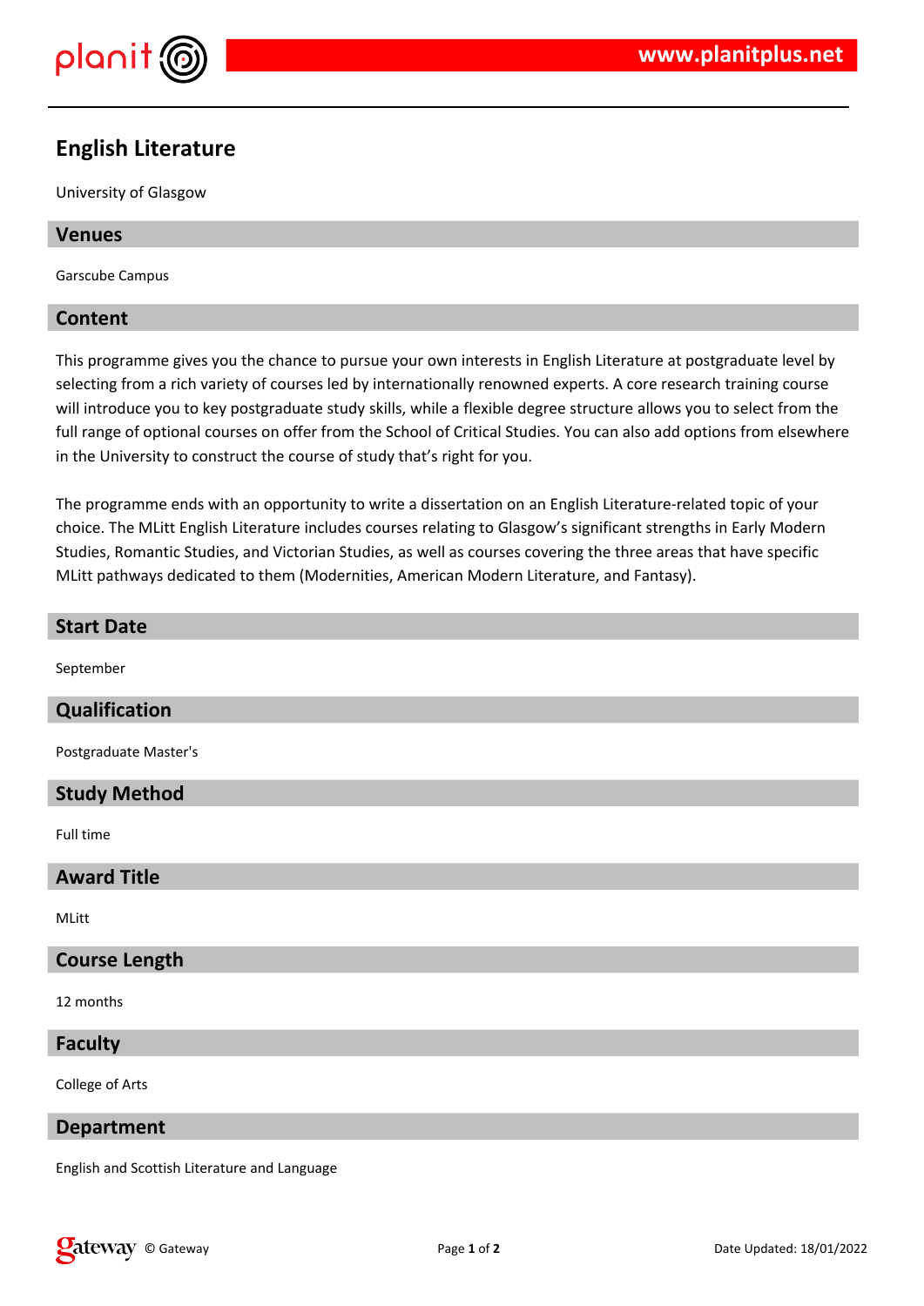# English Literature

University of Glasgow

## Venues

Garscube Campus

## Content

This programme gives you the chance to pursue your own interests in English Literature at postgraduate level by selecting from a rich variety of courses led by internationally renowned experts. A core research training course will introduce you to key postgraduate study skills, while a flexible degree structure allows you to select from the full range of optional courses on offer from the School of Critical Studies. You can also add options from elsewhere in the University to construct the course of study that's right for you.

The programme ends with an opportunity to write a dissertation on an English Literature-related topic of your choice. The MLitt English Literature includes courses relating to Glasgow's significant strengths in Early Modern Studies, Romantic Studies, and Victorian Studies, as well as courses covering the three areas that have specific MLitt pathways dedicated to them (Modernities, American Modern Literature, and Fantasy).

## Start Date

September

## Qualification

Postgraduate Master's

## Study Method

Full time

## Award Title

MLitt

## Course Length

12 months

## Faculty

College of Arts

## Department

English and Scottish Literature and Language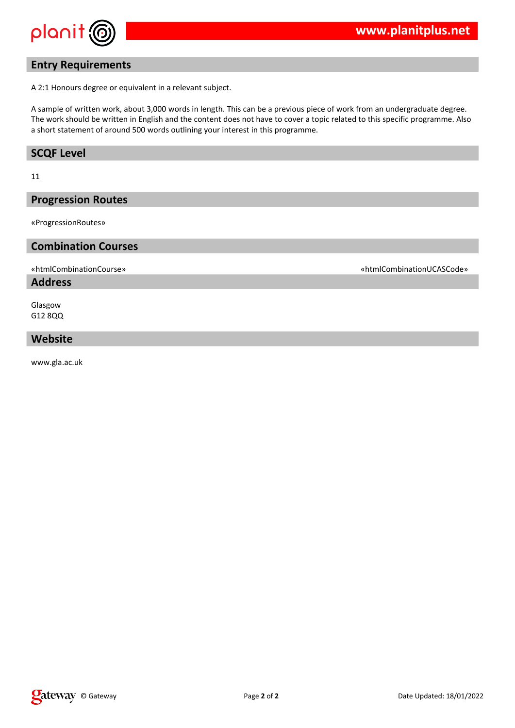## Entry Requirements

A 2:1 Honours degree or equivalent in a relevant subject.

A sample of written work, about 3,000 words in length. This can be a previous piece of work from an undergraduate degree. The work should be written in English and the content does not have to cover a topic related to this specific programme. Also a short statement of around 500 words outlining your interest in this programme.

## SCQF Level

11

## Progression Routes

«ProgressionRoutes»

## Combination Courses

«htmlCombinationCourse» «htmlCombinationUCASCode»

## Address

Glasgow
G12 8QQ

## Website

www.gla.ac.uk